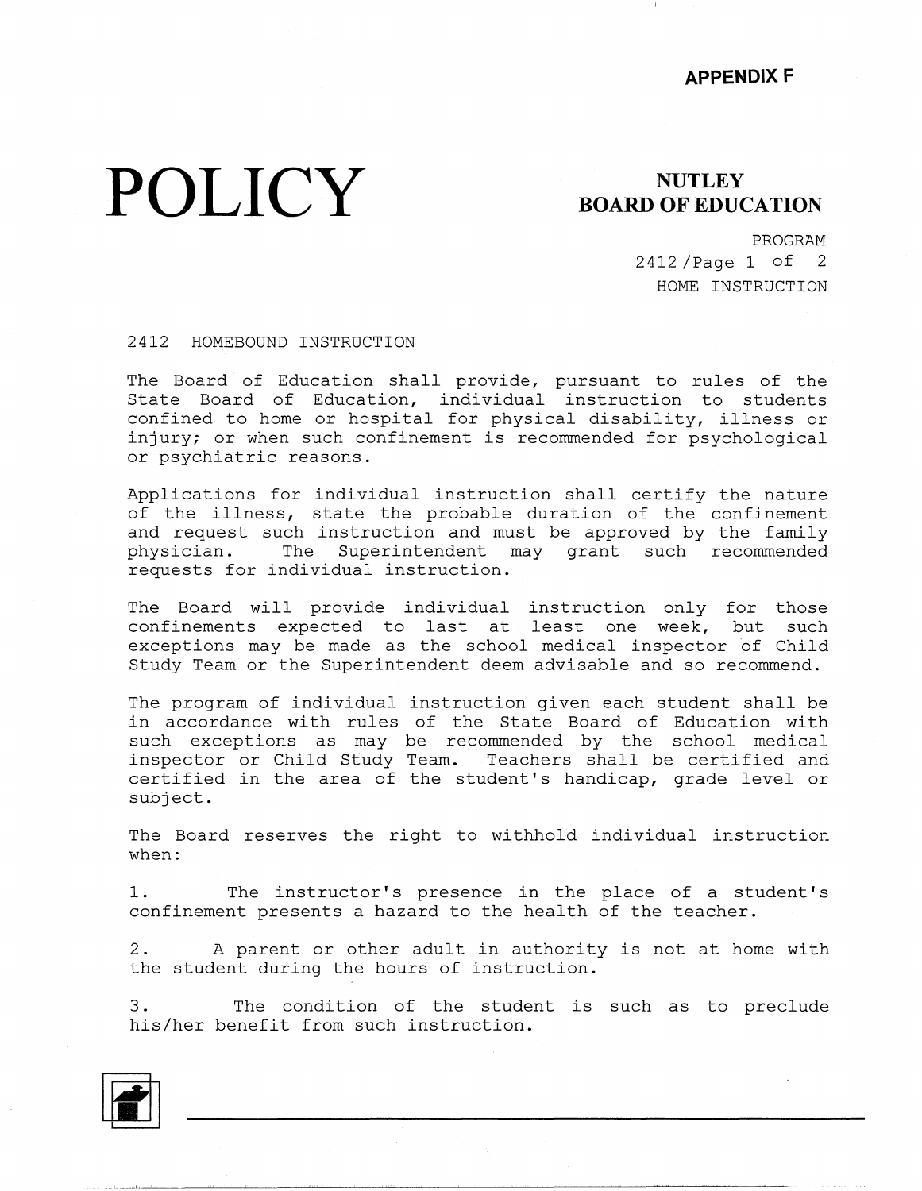**APPENDIX F**

# POLICY

**NUTLEY**
**BOARD OF EDUCATION**

PROGRAM
2412 /Page 1 of 2
HOME INSTRUCTION

## 2412 HOMEBOUND INSTRUCTION

The Board of Education shall provide, pursuant to rules of the State Board of Education, individual instruction to students confined to home or hospital for physical disability, illness or injury; or when such confinement is recommended for psychological or psychiatric reasons.

Applications for individual instruction shall certify the nature of the illness, state the probable duration of the confinement and request such instruction and must be approved by the family physician. The Superintendent may grant such recommended requests for individual instruction.

The Board will provide individual instruction only for those confinements expected to last at least one week, but such exceptions may be made as the school medical inspector of Child Study Team or the Superintendent deem advisable and so recommend.

The program of individual instruction given each student shall be in accordance with rules of the State Board of Education with such exceptions as may be recommended by the school medical inspector or Child Study Team. Teachers shall be certified and certified in the area of the student's handicap, grade level or subject.

The Board reserves the right to withhold individual instruction when:

1. The instructor's presence in the place of a student's confinement presents a hazard to the health of the teacher.

2. A parent or other adult in authority is not at home with the student during the hours of instruction.

3. The condition of the student is such as to preclude his/her benefit from such instruction.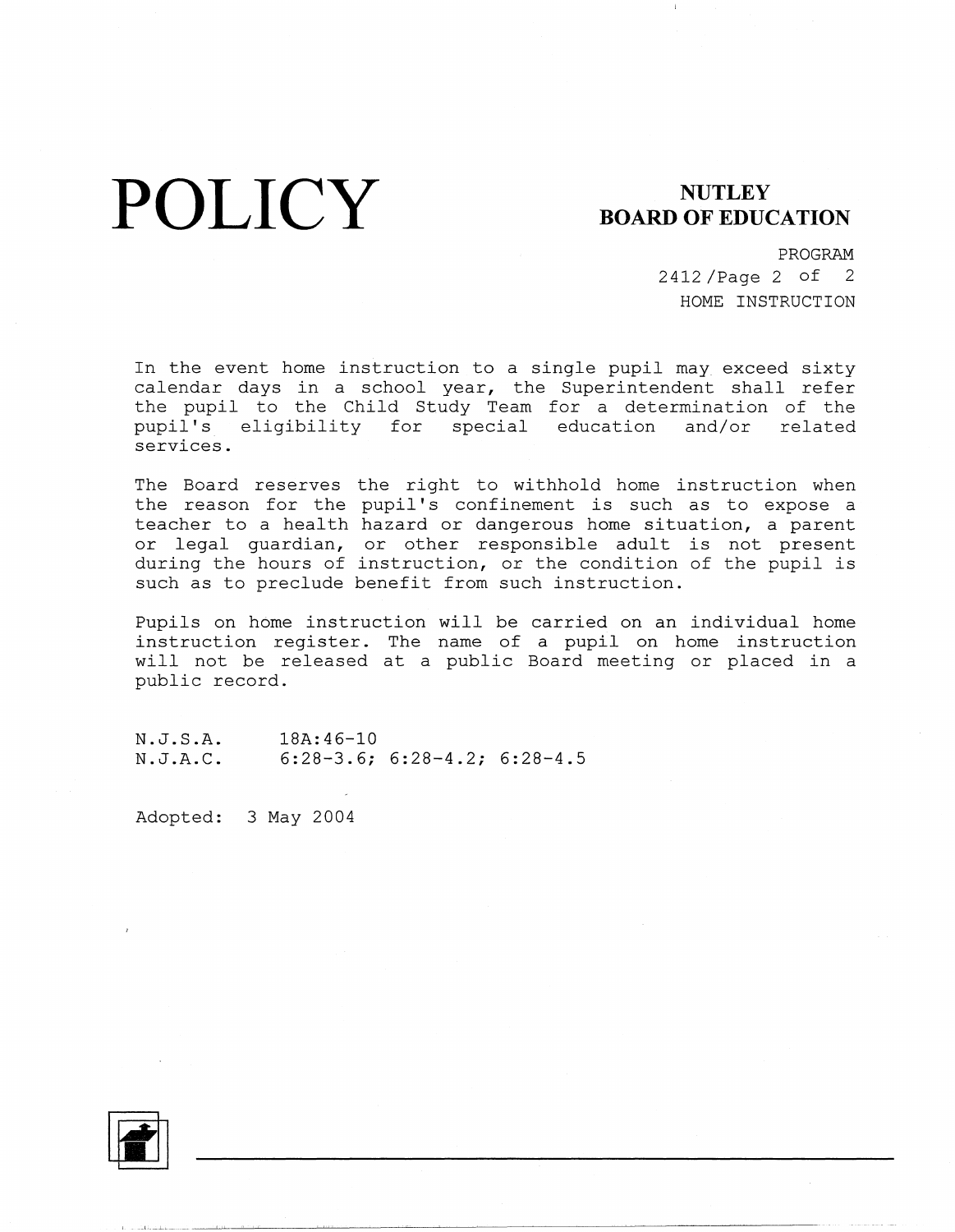In the event home instruction to a single pupil may exceed sixty calendar days in a school year, the Superintendent shall refer the pupil to the Child Study Team for a determination of the pupil's eligibility for special education and/or related services.

The Board reserves the right to withhold home instruction when the reason for the pupil's confinement is such as to expose a teacher to a health hazard or dangerous home situation, a parent or legal guardian, or other responsible adult is not present during the hours of instruction, or the condition of the pupil is such as to preclude benefit from such instruction.

Pupils on home instruction will be carried on an individual home instruction register. The name of a pupil on home instruction will not be released at a public Board meeting or placed in a public record.

N.J.S.A. 18A:46-10
N.J.A.C. 6:28-3.6; 6:28-4.2; 6:28-4.5

Adopted: 3 May 2004